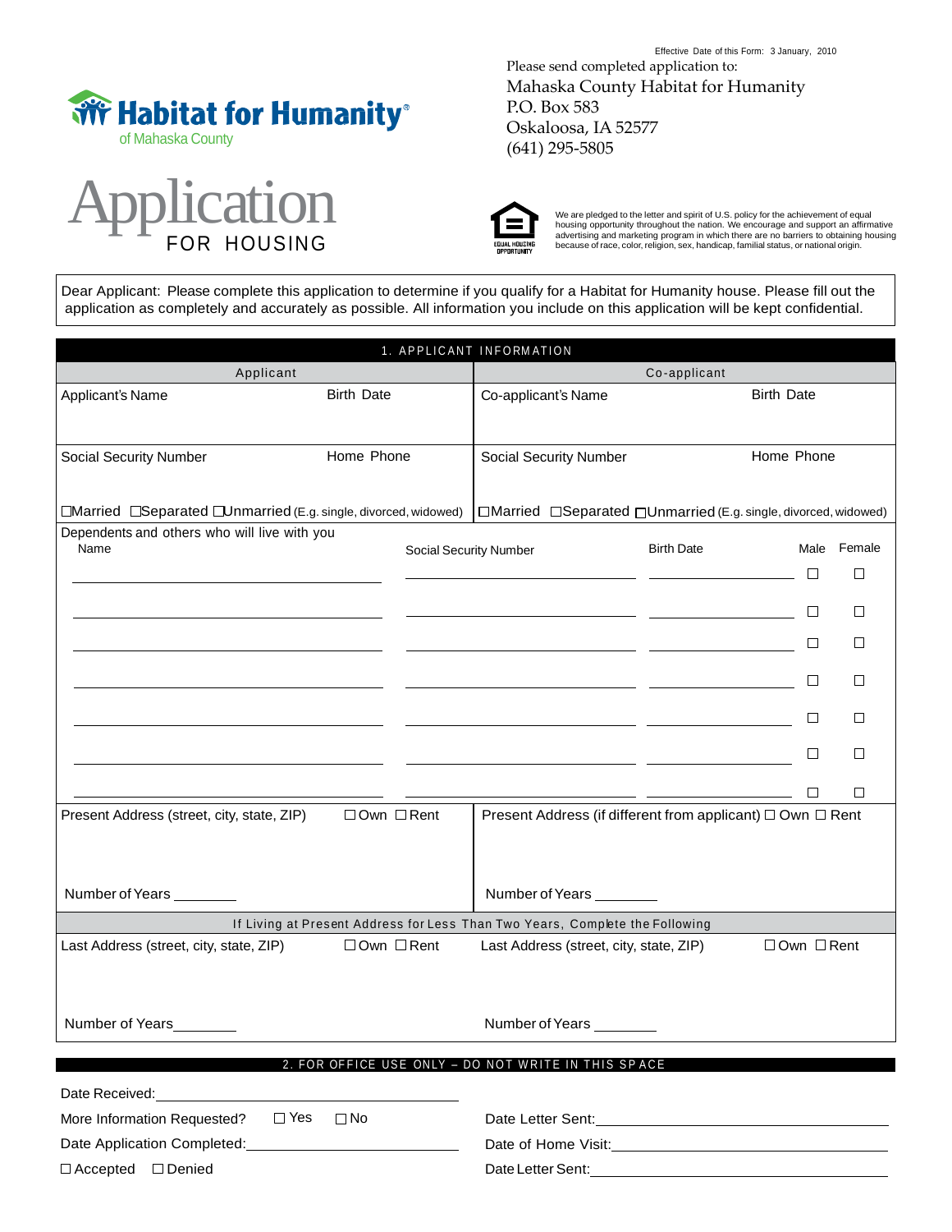Effective Date of this Form: 3 January, 2010

Please send completed application to:
Mahaska County Habitat for Humanity
P.O. Box 583
Oskaloosa, IA 52577
(641) 295-5805

Habitat for Humanity®
of Mahaska County

# Application
## FOR HOUSING

EQUAL HOUSING OPPORTUNITY

We are pledged to the letter and spirit of U.S. policy for the achievement of equal housing opportunity throughout the nation. We encourage and support an affirmative advertising and marketing program in which there are no barriers to obtaining housing because of race, color, religion, sex, handicap, familial status, or national origin.

Dear Applicant: Please complete this application to determine if you qualify for a Habitat for Humanity house. Please fill out the application as completely and accurately as possible. All information you include on this application will be kept confidential.

## 1. APPLICANT INFORMATION

| Applicant | | Co-applicant | |
|---|---|---|---|
| Applicant's Name | Birth Date | Co-applicant's Name | Birth Date |
| Social Security Number | Home Phone | Social Security Number | Home Phone |
| ☐Married ☐Separated ☐Unmarried (E.g. single, divorced, widowed) | | ☐Married ☐Separated ☐Unmarried (E.g. single, divorced, widowed) | |

Dependents and others who will live with you

| Name | Social Security Number | Birth Date | Male | Female |
|---|---|---|---|---|
| | | | ☐ | ☐ |
| | | | ☐ | ☐ |
| | | | ☐ | ☐ |
| | | | ☐ | ☐ |
| | | | ☐ | ☐ |
| | | | ☐ | ☐ |
| | | | ☐ | ☐ |

| Applicant | Co-applicant |
|---|---|
| Present Address (street, city, state, ZIP) ☐Own ☐Rent | Present Address (if different from applicant) ☐ Own ☐ Rent |
| Number of Years ________ | Number of Years ________ |

If Living at Present Address for Less Than Two Years, Complete the Following

| Applicant | Co-applicant |
|---|---|
| Last Address (street, city, state, ZIP) ☐Own ☐Rent | Last Address (street, city, state, ZIP) ☐Own ☐Rent |
| Number of Years________ | Number of Years ________ |

## 2. FOR OFFICE USE ONLY – DO NOT WRITE IN THIS SPACE

Date Received: ________________________

More Information Requested? ☐ Yes ☐ No

Date Application Completed: ________________________

☐ Accepted ☐ Denied

Date Letter Sent: ________________________

Date of Home Visit: ________________________

Date Letter Sent: ________________________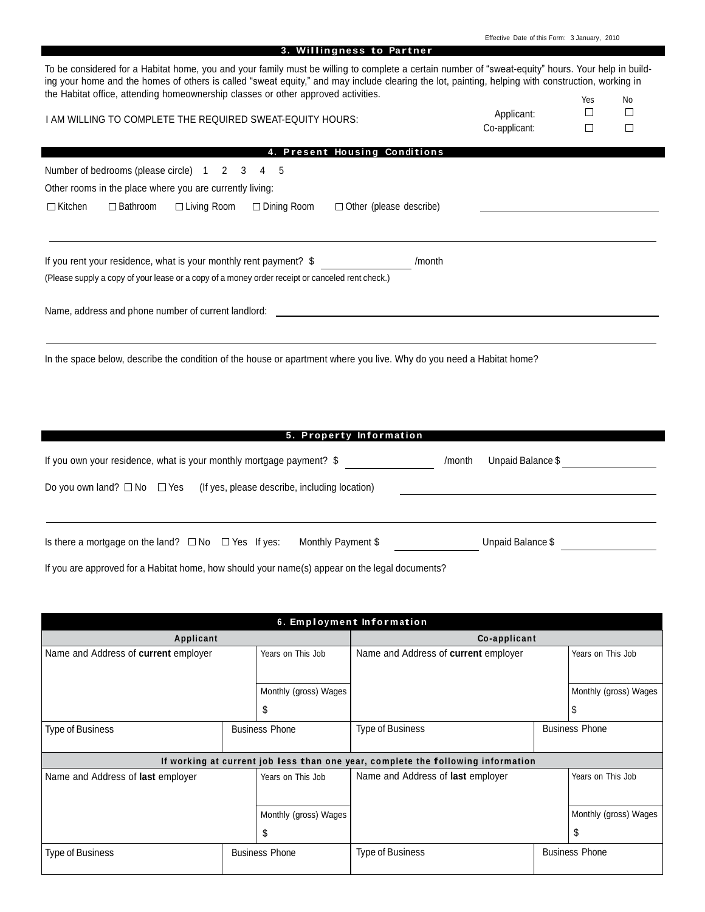Effective Date of this Form: 3 January, 2010

## 3. Willingness to Partner

To be considered for a Habitat home, you and your family must be willing to complete a certain number of "sweat-equity" hours. Your help in building your home and the homes of others is called "sweat equity," and may include clearing the lot, painting, helping with construction, working in the Habitat office, attending homeownership classes or other approved activities.

I AM WILLING TO COMPLETE THE REQUIRED SWEAT-EQUITY HOURS:

| | Yes | No |
|---|---|---|
| Applicant: | ☐ | ☐ |
| Co-applicant: | ☐ | ☐ |

## 4. Present Housing Conditions

Number of bedrooms (please circle) 1 2 3 4 5

Other rooms in the place where you are currently living:

☐ Kitchen ☐ Bathroom ☐ Living Room ☐ Dining Room ☐ Other (please describe) ____________________

______________________________________________________________________

If you rent your residence, what is your monthly rent payment? $ ____________ /month

(Please supply a copy of your lease or a copy of a money order receipt or canceled rent check.)

Name, address and phone number of current landlord: ______________________________________

______________________________________________________________________

In the space below, describe the condition of the house or apartment where you live. Why do you need a Habitat home?

## 5. Property Information

If you own your residence, what is your monthly mortgage payment? $ ____________ /month Unpaid Balance $ ____________

Do you own land? ☐ No ☐ Yes (If yes, please describe, including location) ____________________

______________________________________________________________________

Is there a mortgage on the land? ☐ No ☐ Yes If yes: Monthly Payment $ ____________ Unpaid Balance $ ____________

If you are approved for a Habitat home, how should your name(s) appear on the legal documents?

## 6. Employment Information

| Applicant | | Co-applicant | |
|---|---|---|---|
| Name and Address of **current** employer | Years on This Job | Name and Address of **current** employer | Years on This Job |
| | Monthly (gross) Wages $ | | Monthly (gross) Wages $ |
| Type of Business | Business Phone | Type of Business | Business Phone |

**If working at current job less than one year, complete the following information**

| Applicant | | Co-applicant | |
|---|---|---|---|
| Name and Address of **last** employer | Years on This Job | Name and Address of **last** employer | Years on This Job |
| | Monthly (gross) Wages $ | | Monthly (gross) Wages $ |
| Type of Business | Business Phone | Type of Business | Business Phone |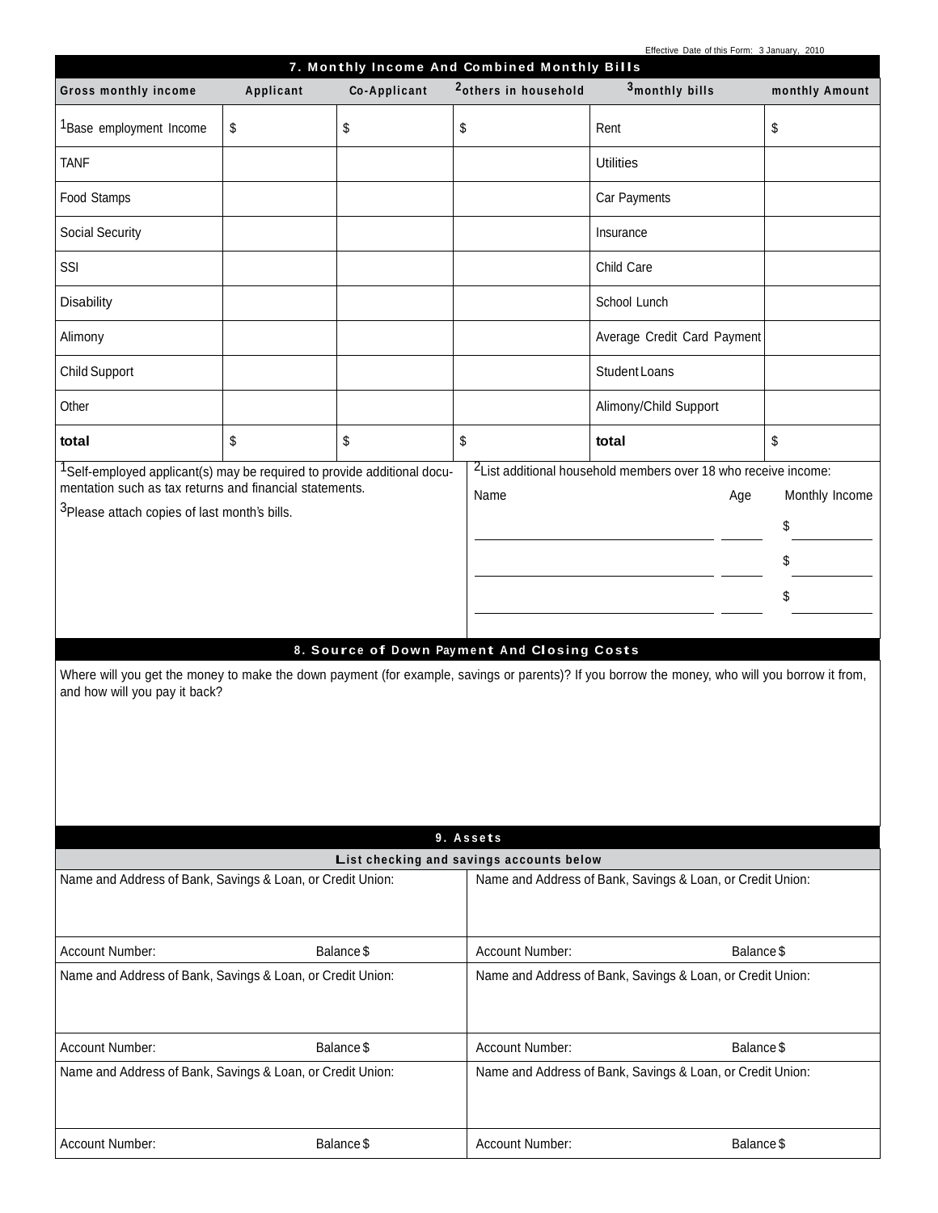Effective Date of this Form: 3 January, 2010

## 7. Monthly Income And Combined Monthly Bills

| Gross monthly income | Applicant | Co-Applicant | [2] others in household | [3] monthly bills | monthly Amount |
|---|---|---|---|---|---|
| [1] Base employment Income | $ | $ | $ | Rent | $ |
| TANF | | | | Utilities | |
| Food Stamps | | | | Car Payments | |
| Social Security | | | | Insurance | |
| SSI | | | | Child Care | |
| Disability | | | | School Lunch | |
| Alimony | | | | Average Credit Card Payment | |
| Child Support | | | | Student Loans | |
| Other | | | | Alimony/Child Support | |
| **total** | $ | $ | $ | **total** | $ |

[1] Self-employed applicant(s) may be required to provide additional documentation such as tax returns and financial statements.

[3] Please attach copies of last month's bills.

[2] List additional household members over 18 who receive income:

| Name | Age | Monthly Income |
|---|---|---|
| | | $ |
| | | $ |
| | | $ |

## 8. Source of Down Payment And Closing Costs

Where will you get the money to make the down payment (for example, savings or parents)? If you borrow the money, who will you borrow it from, and how will you pay it back?

## 9. Assets

### List checking and savings accounts below

| Name and Address of Bank, Savings & Loan, or Credit Union: | | Name and Address of Bank, Savings & Loan, or Credit Union: | |
|---|---|---|---|
| Account Number: | Balance $ | Account Number: | Balance $ |
| Name and Address of Bank, Savings & Loan, or Credit Union: | | Name and Address of Bank, Savings & Loan, or Credit Union: | |
| Account Number: | Balance $ | Account Number: | Balance $ |
| Name and Address of Bank, Savings & Loan, or Credit Union: | | Name and Address of Bank, Savings & Loan, or Credit Union: | |
| Account Number: | Balance $ | Account Number: | Balance $ |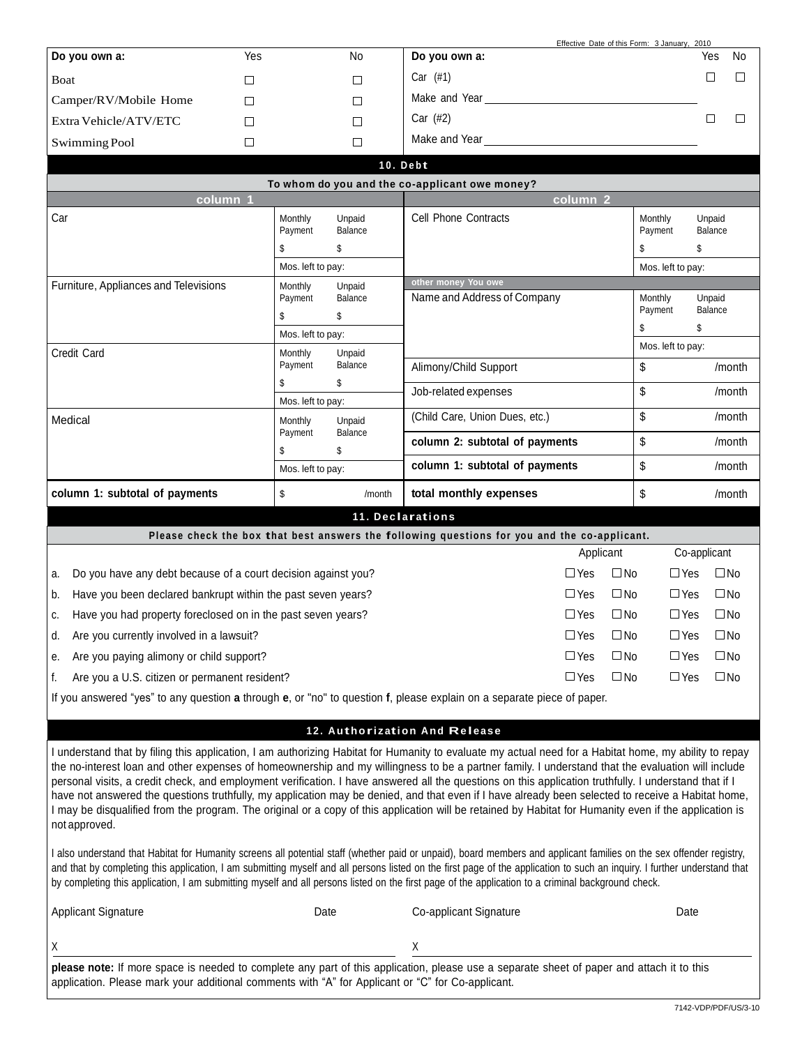Effective Date of this Form: 3 January, 2010

| Do you own a: | Yes | No |
|---|---|---|
| Boat | ☐ | ☐ |
| Camper/RV/Mobile Home | ☐ | ☐ |
| Extra Vehicle/ATV/ETC | ☐ | ☐ |
| Swimming Pool | ☐ | ☐ |

| Do you own a: | Yes | No |
|---|---|---|
| Car (#1) | ☐ | ☐ |
| Make and Year ______________________ | | |
| Car (#2) | ☐ | ☐ |
| Make and Year ______________________ | | |

## 10. Debt

**To whom do you and the co-applicant owe money?**

**column 1**

| Item | Monthly Payment | Unpaid Balance |
|---|---|---|
| Car | $ | $ |
| | Mos. left to pay: | |
| Furniture, Appliances and Televisions | $ | $ |
| | Mos. left to pay: | |
| Credit Card | $ | $ |
| | Mos. left to pay: | |
| Medical | $ | $ |
| | Mos. left to pay: | |
| **column 1: subtotal of payments** | $ /month | |

**column 2**

| Item | Monthly Payment | Unpaid Balance |
|---|---|---|
| Cell Phone Contracts | $ | $ |
| | Mos. left to pay: | |
| **other money You owe** | | |
| Name and Address of Company | $ | $ |
| | Mos. left to pay: | |
| Alimony/Child Support | $ /month | |
| Job-related expenses | $ /month | |
| (Child Care, Union Dues, etc.) | $ /month | |
| **column 2: subtotal of payments** | $ /month | |
| **column 1: subtotal of payments** | $ /month | |
| **total monthly expenses** | $ /month | |

## 11. Declarations

**Please check the box that best answers the following questions for you and the co-applicant.**

| | Applicant | | Co-applicant | |
|---|---|---|---|---|
| a. Do you have any debt because of a court decision against you? | ☐Yes | ☐No | ☐Yes | ☐No |
| b. Have you been declared bankrupt within the past seven years? | ☐Yes | ☐No | ☐Yes | ☐No |
| c. Have you had property foreclosed on in the past seven years? | ☐Yes | ☐No | ☐Yes | ☐No |
| d. Are you currently involved in a lawsuit? | ☐Yes | ☐No | ☐Yes | ☐No |
| e. Are you paying alimony or child support? | ☐Yes | ☐No | ☐Yes | ☐No |
| f. Are you a U.S. citizen or permanent resident? | ☐Yes | ☐No | ☐Yes | ☐No |

If you answered "yes" to any question **a** through **e**, or "no" to question **f**, please explain on a separate piece of paper.

## 12. Authorization And Release

I understand that by filing this application, I am authorizing Habitat for Humanity to evaluate my actual need for a Habitat home, my ability to repay the no-interest loan and other expenses of homeownership and my willingness to be a partner family. I understand that the evaluation will include personal visits, a credit check, and employment verification. I have answered all the questions on this application truthfully. I understand that if I have not answered the questions truthfully, my application may be denied, and that even if I have already been selected to receive a Habitat home, I may be disqualified from the program. The original or a copy of this application will be retained by Habitat for Humanity even if the application is not approved.

I also understand that Habitat for Humanity screens all potential staff (whether paid or unpaid), board members and applicant families on the sex offender registry, and that by completing this application, I am submitting myself and all persons listed on the first page of the application to such an inquiry. I further understand that by completing this application, I am submitting myself and all persons listed on the first page of the application to a criminal background check.

| Applicant Signature | Date | Co-applicant Signature | Date |
|---|---|---|---|
| X | | X | |

**please note:** If more space is needed to complete any part of this application, please use a separate sheet of paper and attach it to this application. Please mark your additional comments with "A" for Applicant or "C" for Co-applicant.

7142-VDP/PDF/US/3-10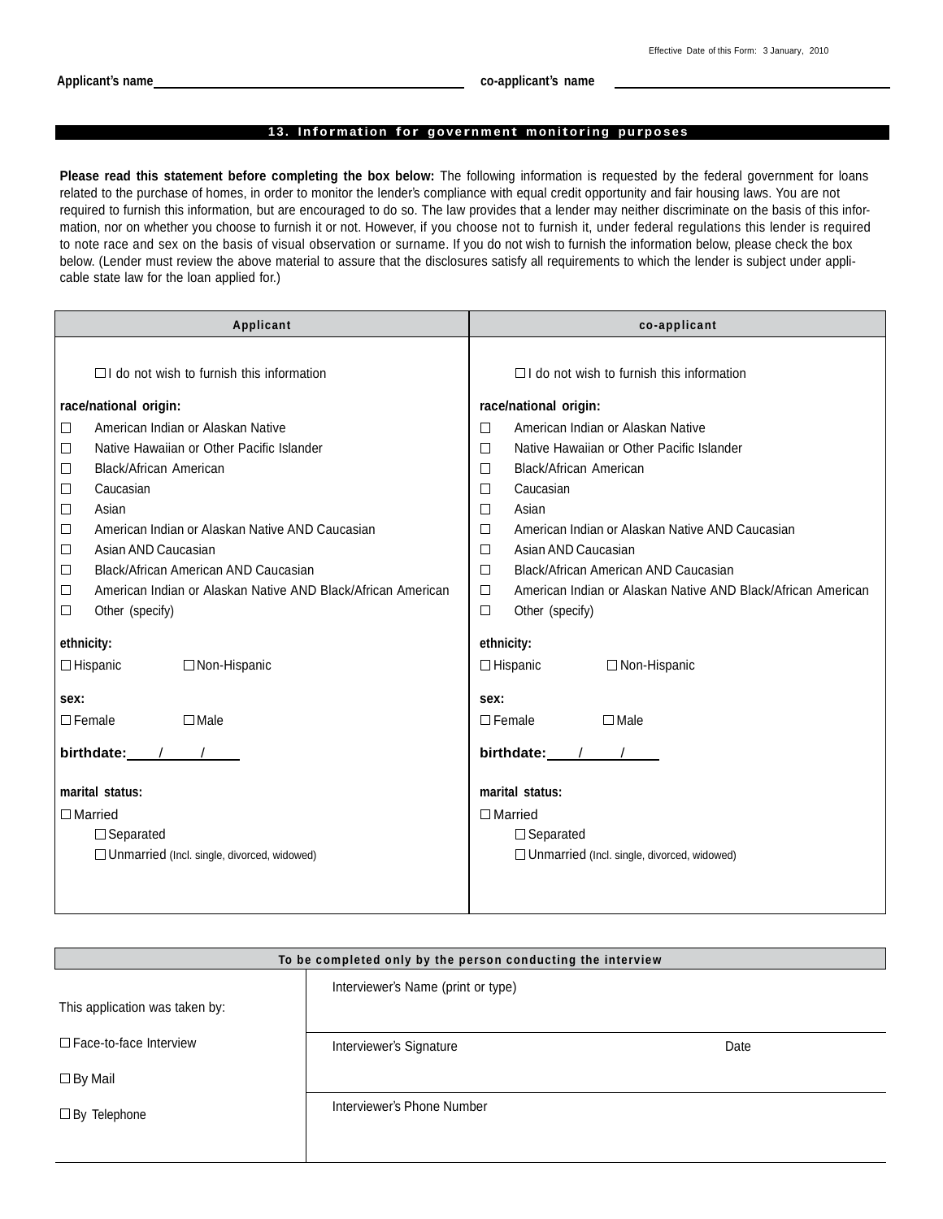Effective Date of this Form: 3 January, 2010

**Applicant's name** \_\_\_\_\_\_\_\_\_\_\_\_\_\_\_\_\_\_\_\_\_\_\_\_\_\_\_\_\_\_ **co-applicant's name** \_\_\_\_\_\_\_\_\_\_\_\_\_\_\_\_\_\_\_\_\_\_\_\_\_\_\_\_\_\_

## 13. Information for government monitoring purposes

**Please read this statement before completing the box below:** The following information is requested by the federal government for loans related to the purchase of homes, in order to monitor the lender's compliance with equal credit opportunity and fair housing laws. You are not required to furnish this information, but are encouraged to do so. The law provides that a lender may neither discriminate on the basis of this information, nor on whether you choose to furnish it or not. However, if you choose not to furnish it, under federal regulations this lender is required to note race and sex on the basis of visual observation or surname. If you do not wish to furnish the information below, please check the box below. (Lender must review the above material to assure that the disclosures satisfy all requirements to which the lender is subject under applicable state law for the loan applied for.)

| Applicant | co-applicant |
|---|---|
| ☐ I do not wish to furnish this information | ☐ I do not wish to furnish this information |
| **race/national origin:** | **race/national origin:** |
| ☐ American Indian or Alaskan Native | ☐ American Indian or Alaskan Native |
| ☐ Native Hawaiian or Other Pacific Islander | ☐ Native Hawaiian or Other Pacific Islander |
| ☐ Black/African American | ☐ Black/African American |
| ☐ Caucasian | ☐ Caucasian |
| ☐ Asian | ☐ Asian |
| ☐ American Indian or Alaskan Native AND Caucasian | ☐ American Indian or Alaskan Native AND Caucasian |
| ☐ Asian AND Caucasian | ☐ Asian AND Caucasian |
| ☐ Black/African American AND Caucasian | ☐ Black/African American AND Caucasian |
| ☐ American Indian or Alaskan Native AND Black/African American | ☐ American Indian or Alaskan Native AND Black/African American |
| ☐ Other (specify) | ☐ Other (specify) |
| **ethnicity:** | **ethnicity:** |
| ☐ Hispanic ☐ Non-Hispanic | ☐ Hispanic ☐ Non-Hispanic |
| **sex:** | **sex:** |
| ☐ Female ☐ Male | ☐ Female ☐ Male |
| **birthdate:** \_\_\_/\_\_\_/\_\_\_ | **birthdate:** \_\_\_/\_\_\_/\_\_\_ |
| **marital status:** | **marital status:** |
| ☐ Married | ☐ Married |
| ☐ Separated | ☐ Separated |
| ☐ Unmarried (Incl. single, divorced, widowed) | ☐ Unmarried (Incl. single, divorced, widowed) |

| To be completed only by the person conducting the interview | |
|---|---|
| This application was taken by: | Interviewer's Name (print or type) |
| ☐ Face-to-face Interview<br>☐ By Mail | Interviewer's Signature Date |
| ☐ By Telephone | Interviewer's Phone Number |